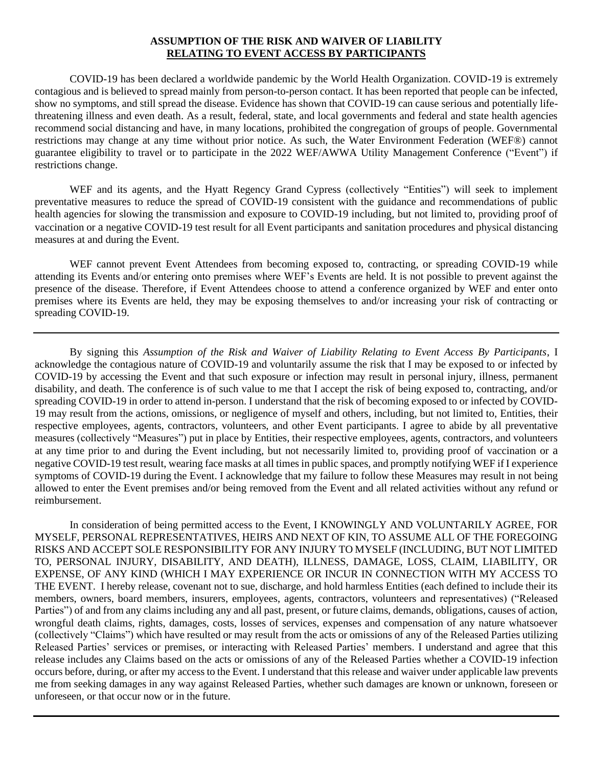**ASSUMPTION OF THE RISK AND WAIVER OF LIABILITY**
**RELATING TO EVENT ACCESS BY PARTICIPANTS**

COVID-19 has been declared a worldwide pandemic by the World Health Organization. COVID-19 is extremely contagious and is believed to spread mainly from person-to-person contact. It has been reported that people can be infected, show no symptoms, and still spread the disease. Evidence has shown that COVID-19 can cause serious and potentially life-threatening illness and even death. As a result, federal, state, and local governments and federal and state health agencies recommend social distancing and have, in many locations, prohibited the congregation of groups of people. Governmental restrictions may change at any time without prior notice. As such, the Water Environment Federation (WEF®) cannot guarantee eligibility to travel or to participate in the 2022 WEF/AWWA Utility Management Conference ("Event") if restrictions change.

WEF and its agents, and the Hyatt Regency Grand Cypress (collectively "Entities") will seek to implement preventative measures to reduce the spread of COVID-19 consistent with the guidance and recommendations of public health agencies for slowing the transmission and exposure to COVID-19 including, but not limited to, providing proof of vaccination or a negative COVID-19 test result for all Event participants and sanitation procedures and physical distancing measures at and during the Event.

WEF cannot prevent Event Attendees from becoming exposed to, contracting, or spreading COVID-19 while attending its Events and/or entering onto premises where WEF's Events are held. It is not possible to prevent against the presence of the disease. Therefore, if Event Attendees choose to attend a conference organized by WEF and enter onto premises where its Events are held, they may be exposing themselves to and/or increasing your risk of contracting or spreading COVID-19.

---

By signing this *Assumption of the Risk and Waiver of Liability Relating to Event Access By Participants*, I acknowledge the contagious nature of COVID-19 and voluntarily assume the risk that I may be exposed to or infected by COVID-19 by accessing the Event and that such exposure or infection may result in personal injury, illness, permanent disability, and death. The conference is of such value to me that I accept the risk of being exposed to, contracting, and/or spreading COVID-19 in order to attend in-person. I understand that the risk of becoming exposed to or infected by COVID-19 may result from the actions, omissions, or negligence of myself and others, including, but not limited to, Entities, their respective employees, agents, contractors, volunteers, and other Event participants. I agree to abide by all preventative measures (collectively "Measures") put in place by Entities, their respective employees, agents, contractors, and volunteers at any time prior to and during the Event including, but not necessarily limited to, providing proof of vaccination or a negative COVID-19 test result, wearing face masks at all times in public spaces, and promptly notifying WEF if I experience symptoms of COVID-19 during the Event. I acknowledge that my failure to follow these Measures may result in not being allowed to enter the Event premises and/or being removed from the Event and all related activities without any refund or reimbursement.

In consideration of being permitted access to the Event, I KNOWINGLY AND VOLUNTARILY AGREE, FOR MYSELF, PERSONAL REPRESENTATIVES, HEIRS AND NEXT OF KIN, TO ASSUME ALL OF THE FOREGOING RISKS AND ACCEPT SOLE RESPONSIBILITY FOR ANY INJURY TO MYSELF (INCLUDING, BUT NOT LIMITED TO, PERSONAL INJURY, DISABILITY, AND DEATH), ILLNESS, DAMAGE, LOSS, CLAIM, LIABILITY, OR EXPENSE, OF ANY KIND (WHICH I MAY EXPERIENCE OR INCUR IN CONNECTION WITH MY ACCESS TO THE EVENT. I hereby release, covenant not to sue, discharge, and hold harmless Entities (each defined to include their its members, owners, board members, insurers, employees, agents, contractors, volunteers and representatives) ("Released Parties") of and from any claims including any and all past, present, or future claims, demands, obligations, causes of action, wrongful death claims, rights, damages, costs, losses of services, expenses and compensation of any nature whatsoever (collectively "Claims") which have resulted or may result from the acts or omissions of any of the Released Parties utilizing Released Parties' services or premises, or interacting with Released Parties' members. I understand and agree that this release includes any Claims based on the acts or omissions of any of the Released Parties whether a COVID-19 infection occurs before, during, or after my access to the Event. I understand that this release and waiver under applicable law prevents me from seeking damages in any way against Released Parties, whether such damages are known or unknown, foreseen or unforeseen, or that occur now or in the future.

---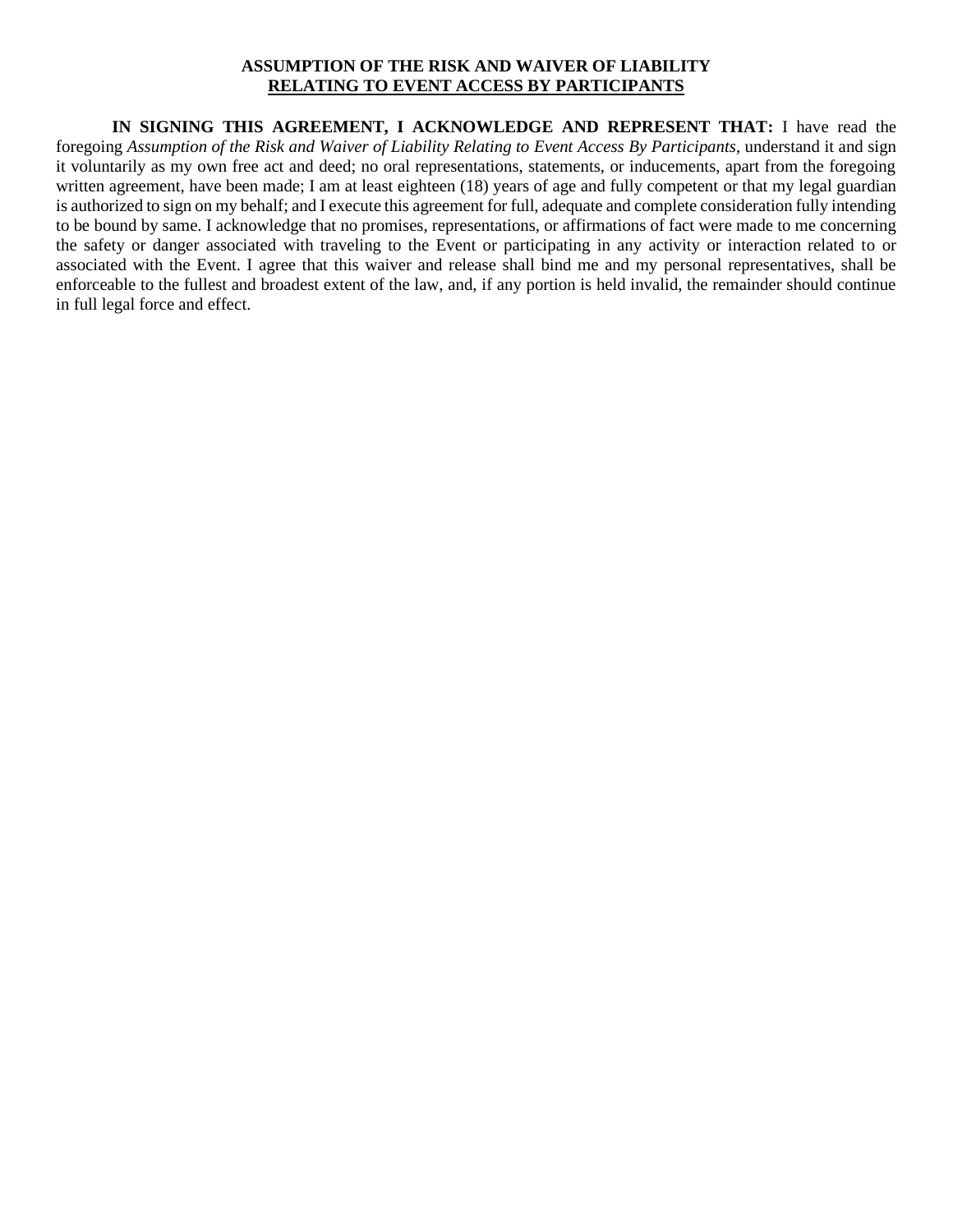**ASSUMPTION OF THE RISK AND WAIVER OF LIABILITY**
**RELATING TO EVENT ACCESS BY PARTICIPANTS**

**IN SIGNING THIS AGREEMENT, I ACKNOWLEDGE AND REPRESENT THAT:** I have read the foregoing *Assumption of the Risk and Waiver of Liability Relating to Event Access By Participants*, understand it and sign it voluntarily as my own free act and deed; no oral representations, statements, or inducements, apart from the foregoing written agreement, have been made; I am at least eighteen (18) years of age and fully competent or that my legal guardian is authorized to sign on my behalf; and I execute this agreement for full, adequate and complete consideration fully intending to be bound by same. I acknowledge that no promises, representations, or affirmations of fact were made to me concerning the safety or danger associated with traveling to the Event or participating in any activity or interaction related to or associated with the Event. I agree that this waiver and release shall bind me and my personal representatives, shall be enforceable to the fullest and broadest extent of the law, and, if any portion is held invalid, the remainder should continue in full legal force and effect.